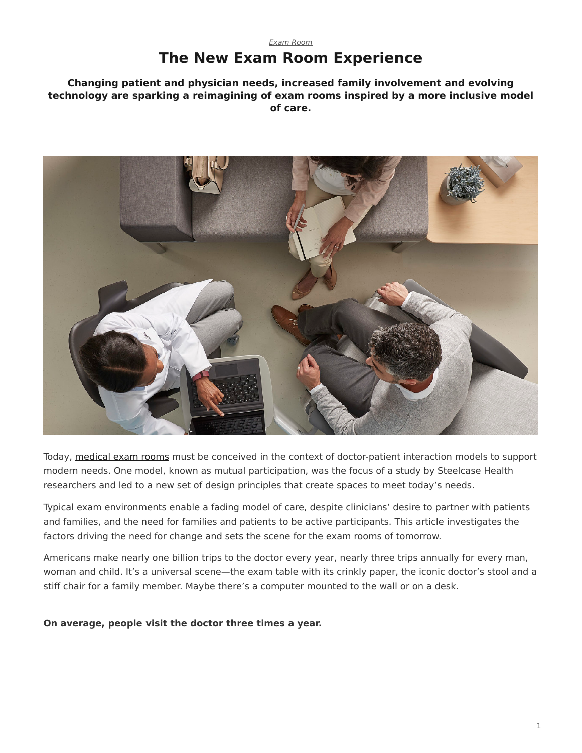*Exam Room*

# The New Exam Room Experience

**Changing patient and physician needs, increased family involvement and evolving technology are sparking a reimagining of exam rooms inspired by a more inclusive model of care.**

Today, medical exam rooms must be conceived in the context of doctor-patient interaction models to support modern needs. One model, known as mutual participation, was the focus of a study by Steelcase Health researchers and led to a new set of design principles that create spaces to meet today's needs.

Typical exam environments enable a fading model of care, despite clinicians' desire to partner with patients and families, and the need for families and patients to be active participants. This article investigates the factors driving the need for change and sets the scene for the exam rooms of tomorrow.

Americans make nearly one billion trips to the doctor every year, nearly three trips annually for every man, woman and child. It's a universal scene—the exam table with its crinkly paper, the iconic doctor's stool and a stiff chair for a family member. Maybe there's a computer mounted to the wall or on a desk.

**On average, people visit the doctor three times a year.**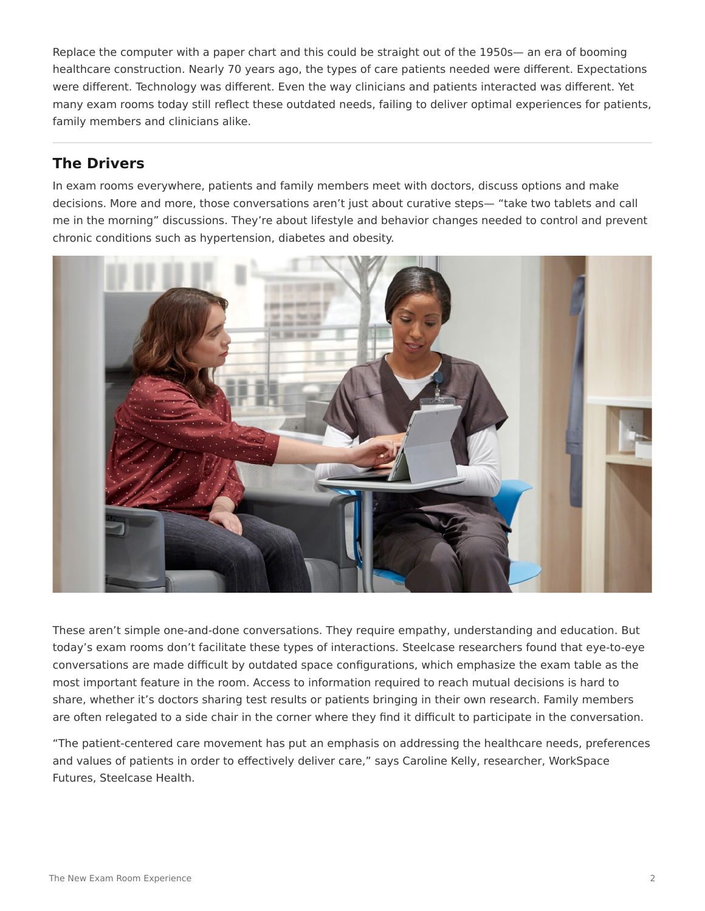Replace the computer with a paper chart and this could be straight out of the 1950s— an era of booming healthcare construction. Nearly 70 years ago, the types of care patients needed were different. Expectations were different. Technology was different. Even the way clinicians and patients interacted was different. Yet many exam rooms today still reflect these outdated needs, failing to deliver optimal experiences for patients, family members and clinicians alike.

## The Drivers

In exam rooms everywhere, patients and family members meet with doctors, discuss options and make decisions. More and more, those conversations aren't just about curative steps— "take two tablets and call me in the morning" discussions. They're about lifestyle and behavior changes needed to control and prevent chronic conditions such as hypertension, diabetes and obesity.

These aren't simple one-and-done conversations. They require empathy, understanding and education. But today's exam rooms don't facilitate these types of interactions. Steelcase researchers found that eye-to-eye conversations are made difficult by outdated space configurations, which emphasize the exam table as the most important feature in the room. Access to information required to reach mutual decisions is hard to share, whether it's doctors sharing test results or patients bringing in their own research. Family members are often relegated to a side chair in the corner where they find it difficult to participate in the conversation.

"The patient-centered care movement has put an emphasis on addressing the healthcare needs, preferences and values of patients in order to effectively deliver care," says Caroline Kelly, researcher, WorkSpace Futures, Steelcase Health.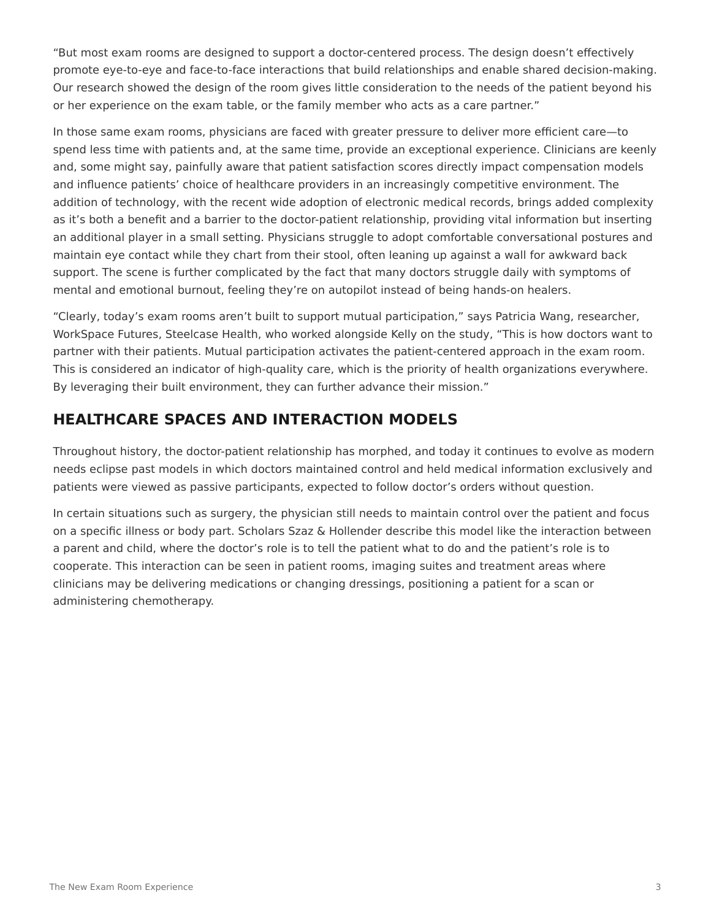"But most exam rooms are designed to support a doctor-centered process. The design doesn't effectively promote eye-to-eye and face-to-face interactions that build relationships and enable shared decision-making. Our research showed the design of the room gives little consideration to the needs of the patient beyond his or her experience on the exam table, or the family member who acts as a care partner."

In those same exam rooms, physicians are faced with greater pressure to deliver more efficient care—to spend less time with patients and, at the same time, provide an exceptional experience. Clinicians are keenly and, some might say, painfully aware that patient satisfaction scores directly impact compensation models and influence patients' choice of healthcare providers in an increasingly competitive environment. The addition of technology, with the recent wide adoption of electronic medical records, brings added complexity as it's both a benefit and a barrier to the doctor-patient relationship, providing vital information but inserting an additional player in a small setting. Physicians struggle to adopt comfortable conversational postures and maintain eye contact while they chart from their stool, often leaning up against a wall for awkward back support. The scene is further complicated by the fact that many doctors struggle daily with symptoms of mental and emotional burnout, feeling they're on autopilot instead of being hands-on healers.

"Clearly, today's exam rooms aren't built to support mutual participation," says Patricia Wang, researcher, WorkSpace Futures, Steelcase Health, who worked alongside Kelly on the study, "This is how doctors want to partner with their patients. Mutual participation activates the patient-centered approach in the exam room. This is considered an indicator of high-quality care, which is the priority of health organizations everywhere. By leveraging their built environment, they can further advance their mission."

## HEALTHCARE SPACES AND INTERACTION MODELS

Throughout history, the doctor-patient relationship has morphed, and today it continues to evolve as modern needs eclipse past models in which doctors maintained control and held medical information exclusively and patients were viewed as passive participants, expected to follow doctor's orders without question.

In certain situations such as surgery, the physician still needs to maintain control over the patient and focus on a specific illness or body part. Scholars Szaz & Hollender describe this model like the interaction between a parent and child, where the doctor's role is to tell the patient what to do and the patient's role is to cooperate. This interaction can be seen in patient rooms, imaging suites and treatment areas where clinicians may be delivering medications or changing dressings, positioning a patient for a scan or administering chemotherapy.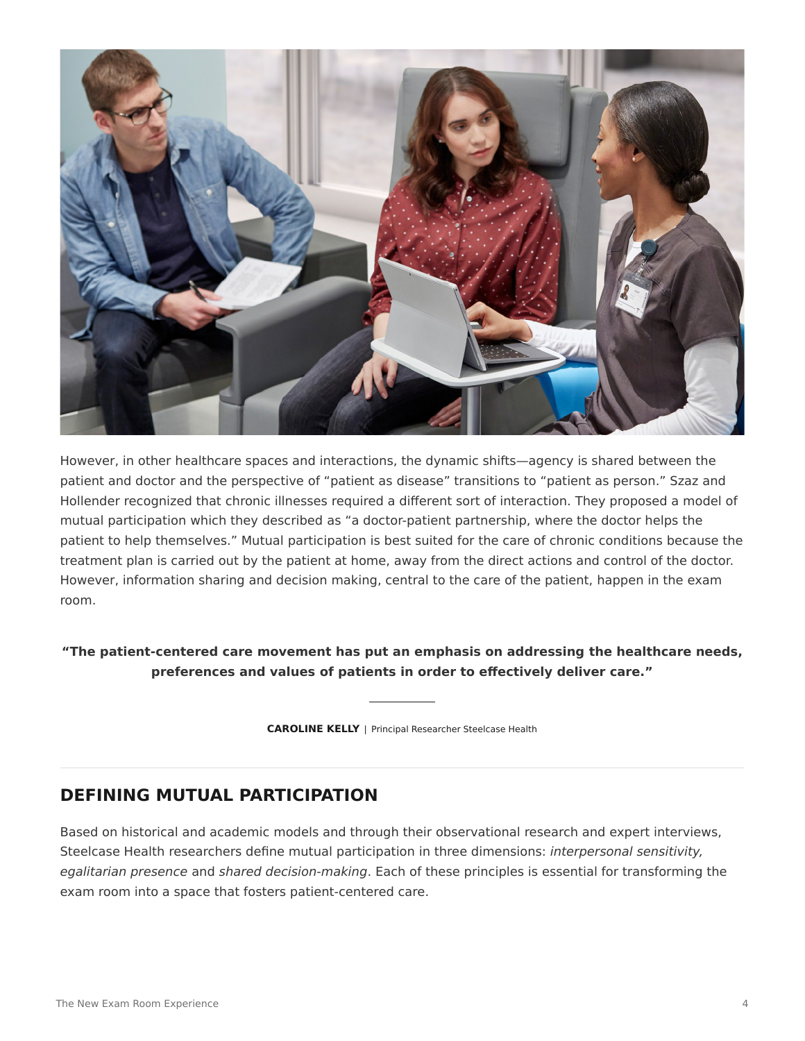However, in other healthcare spaces and interactions, the dynamic shifts—agency is shared between the patient and doctor and the perspective of "patient as disease" transitions to "patient as person." Szaz and Hollender recognized that chronic illnesses required a different sort of interaction. They proposed a model of mutual participation which they described as "a doctor-patient partnership, where the doctor helps the patient to help themselves." Mutual participation is best suited for the care of chronic conditions because the treatment plan is carried out by the patient at home, away from the direct actions and control of the doctor. However, information sharing and decision making, central to the care of the patient, happen in the exam room.

**"The patient-centered care movement has put an emphasis on addressing the healthcare needs, preferences and values of patients in order to effectively deliver care."**

**CAROLINE KELLY** | Principal Researcher Steelcase Health

## DEFINING MUTUAL PARTICIPATION

Based on historical and academic models and through their observational research and expert interviews, Steelcase Health researchers define mutual participation in three dimensions: *interpersonal sensitivity, egalitarian presence* and *shared decision-making*. Each of these principles is essential for transforming the exam room into a space that fosters patient-centered care.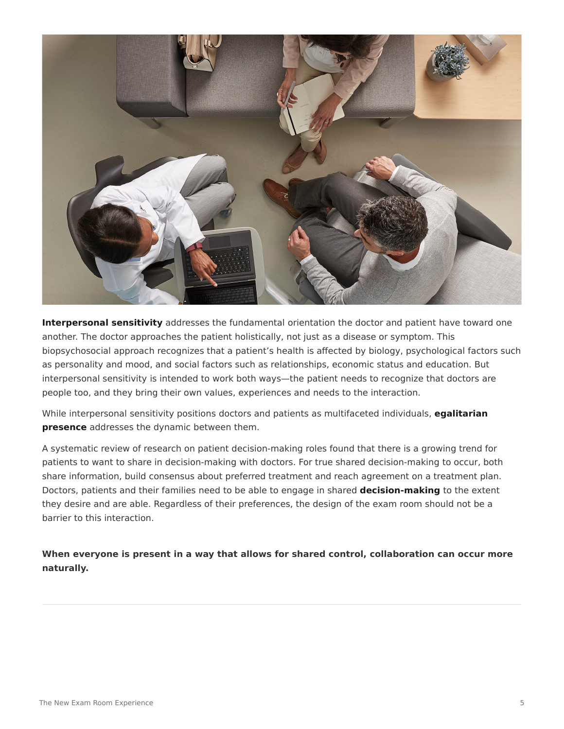**Interpersonal sensitivity** addresses the fundamental orientation the doctor and patient have toward one another. The doctor approaches the patient holistically, not just as a disease or symptom. This biopsychosocial approach recognizes that a patient's health is affected by biology, psychological factors such as personality and mood, and social factors such as relationships, economic status and education. But interpersonal sensitivity is intended to work both ways—the patient needs to recognize that doctors are people too, and they bring their own values, experiences and needs to the interaction.

While interpersonal sensitivity positions doctors and patients as multifaceted individuals, **egalitarian presence** addresses the dynamic between them.

A systematic review of research on patient decision-making roles found that there is a growing trend for patients to want to share in decision-making with doctors. For true shared decision-making to occur, both share information, build consensus about preferred treatment and reach agreement on a treatment plan. Doctors, patients and their families need to be able to engage in shared **decision-making** to the extent they desire and are able. Regardless of their preferences, the design of the exam room should not be a barrier to this interaction.

**When everyone is present in a way that allows for shared control, collaboration can occur more naturally.**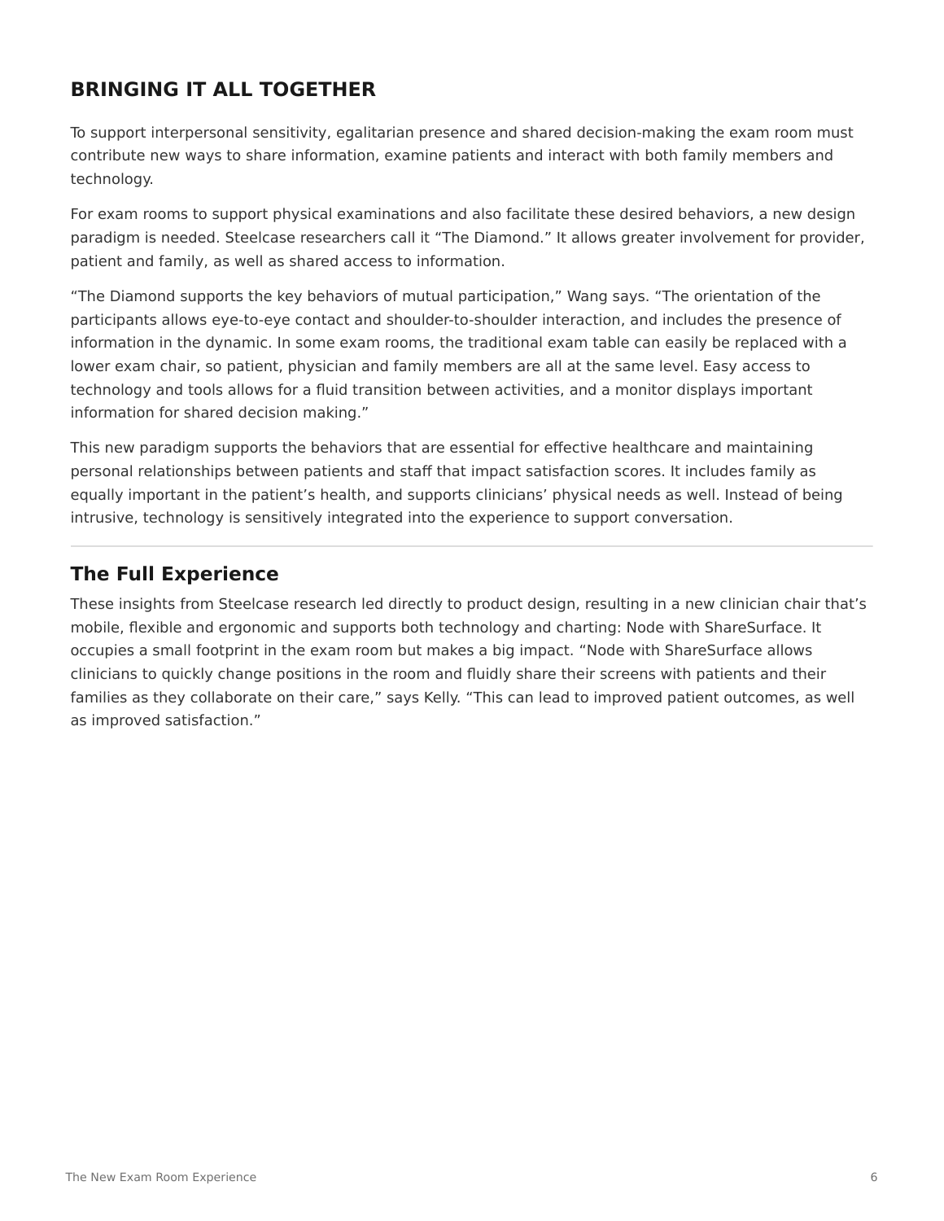## BRINGING IT ALL TOGETHER

To support interpersonal sensitivity, egalitarian presence and shared decision-making the exam room must contribute new ways to share information, examine patients and interact with both family members and technology.

For exam rooms to support physical examinations and also facilitate these desired behaviors, a new design paradigm is needed. Steelcase researchers call it "The Diamond." It allows greater involvement for provider, patient and family, as well as shared access to information.

"The Diamond supports the key behaviors of mutual participation," Wang says. "The orientation of the participants allows eye-to-eye contact and shoulder-to-shoulder interaction, and includes the presence of information in the dynamic. In some exam rooms, the traditional exam table can easily be replaced with a lower exam chair, so patient, physician and family members are all at the same level. Easy access to technology and tools allows for a fluid transition between activities, and a monitor displays important information for shared decision making."

This new paradigm supports the behaviors that are essential for effective healthcare and maintaining personal relationships between patients and staff that impact satisfaction scores. It includes family as equally important in the patient's health, and supports clinicians' physical needs as well. Instead of being intrusive, technology is sensitively integrated into the experience to support conversation.

---

### The Full Experience

These insights from Steelcase research led directly to product design, resulting in a new clinician chair that's mobile, flexible and ergonomic and supports both technology and charting: Node with ShareSurface. It occupies a small footprint in the exam room but makes a big impact. "Node with ShareSurface allows clinicians to quickly change positions in the room and fluidly share their screens with patients and their families as they collaborate on their care," says Kelly. "This can lead to improved patient outcomes, as well as improved satisfaction."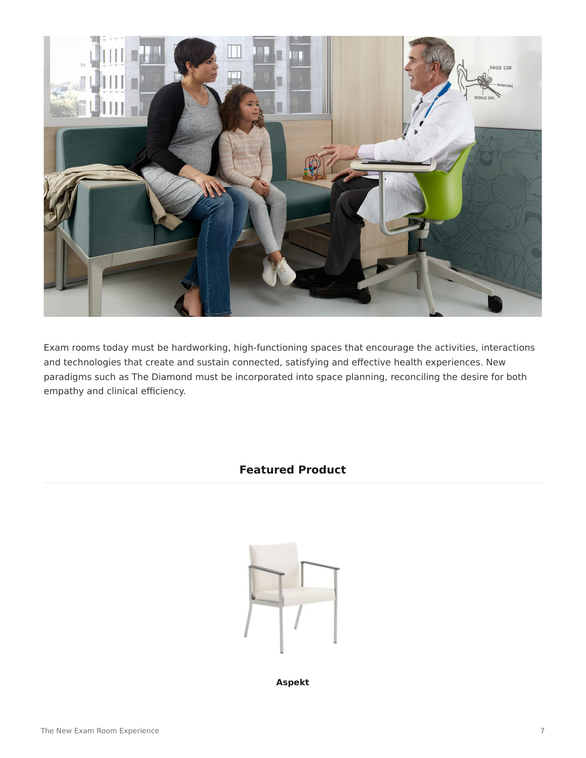Exam rooms today must be hardworking, high-functioning spaces that encourage the activities, interactions and technologies that create and sustain connected, satisfying and effective health experiences. New paradigms such as The Diamond must be incorporated into space planning, reconciling the desire for both empathy and clinical efficiency.

## Featured Product

**Aspekt**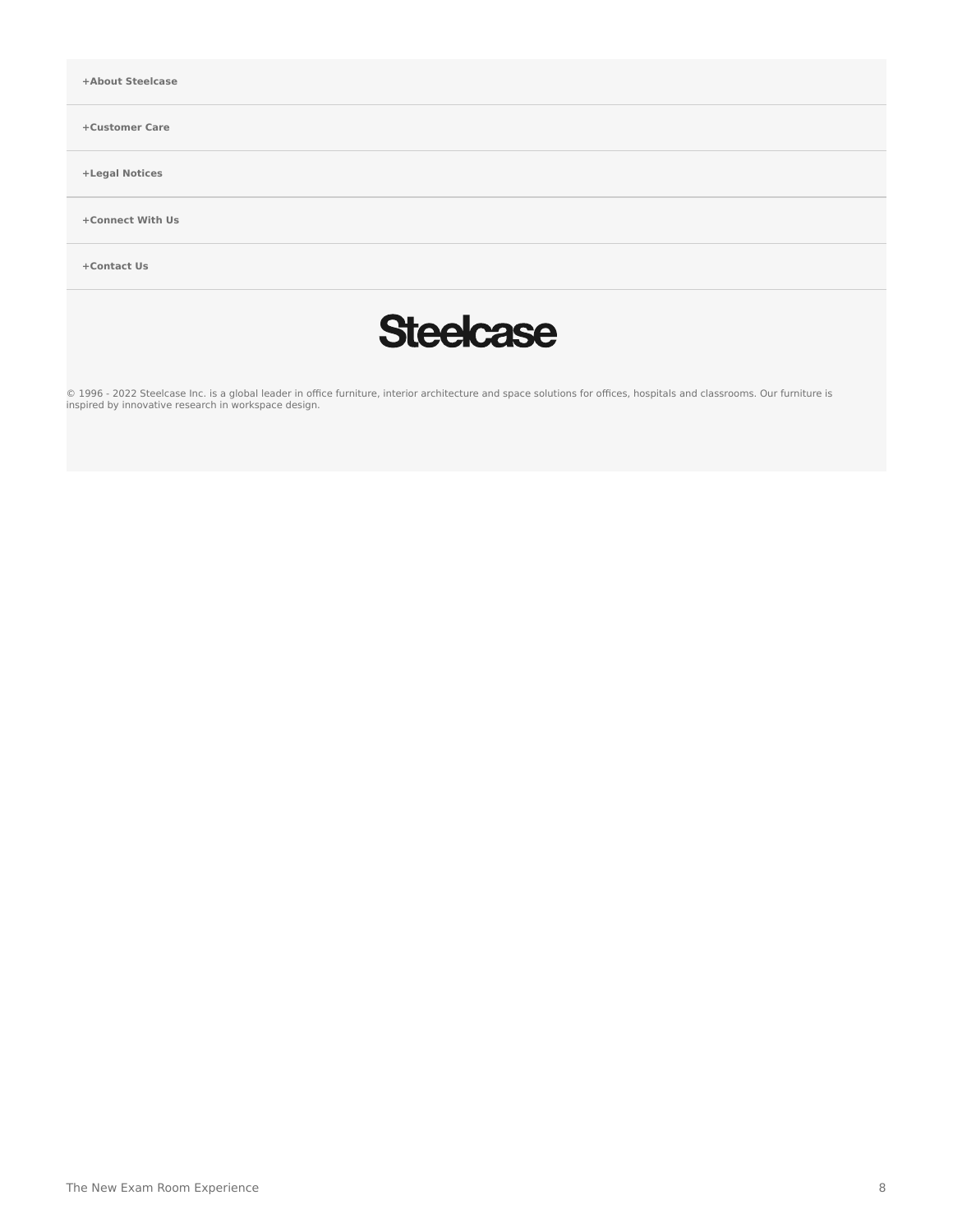**+About Steelcase**

**+Customer Care**

**+Legal Notices**

**+Connect With Us**

**+Contact Us**

Steelcase

© 1996 - 2022 Steelcase Inc. is a global leader in office furniture, interior architecture and space solutions for offices, hospitals and classrooms. Our furniture is inspired by innovative research in workspace design.